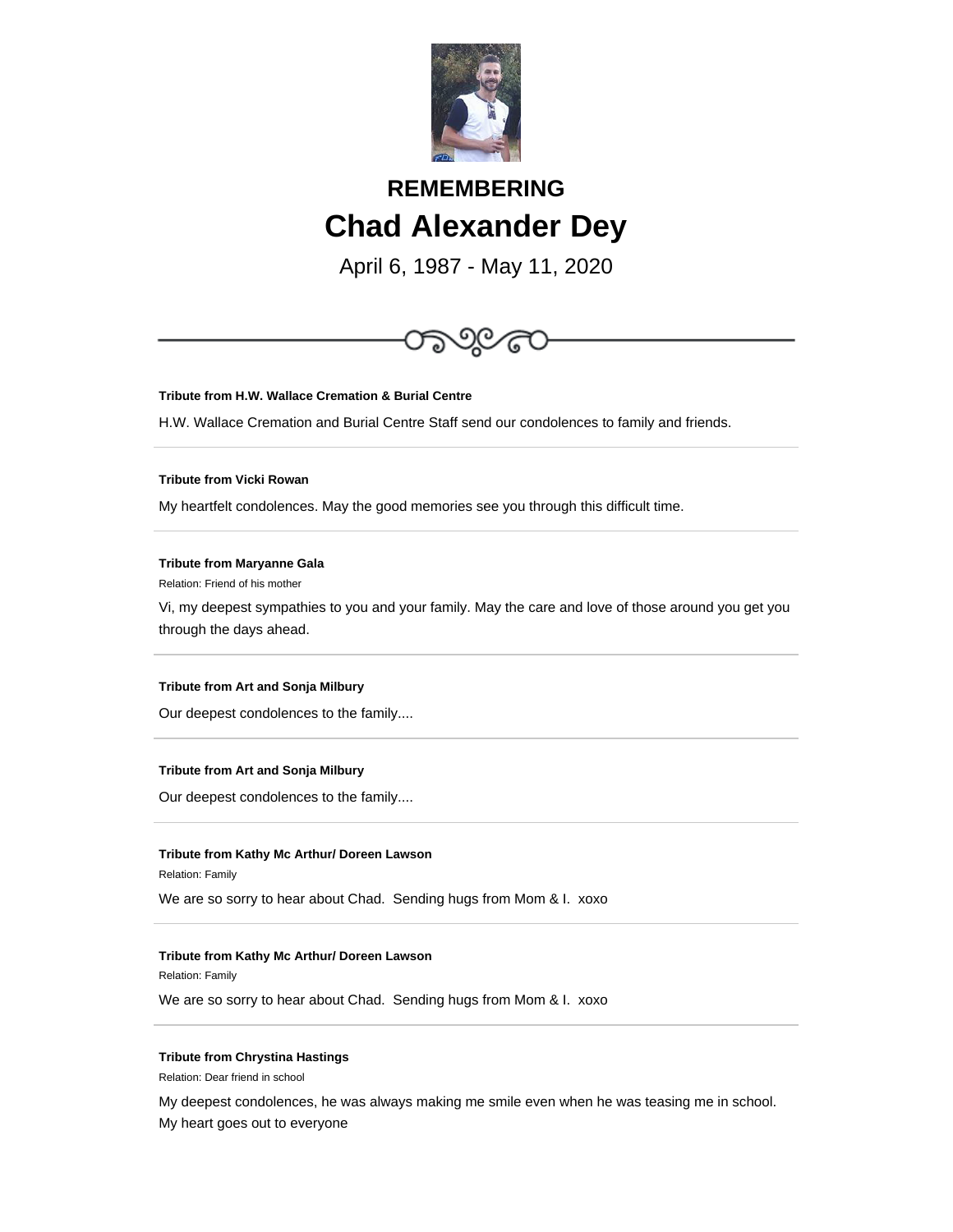## REMEMBERING

# Chad Alexander Dey

April 6, 1987 - May 11, 2020

---

**Tribute from H.W. Wallace Cremation & Burial Centre**

H.W. Wallace Cremation and Burial Centre Staff send our condolences to family and friends.

---

**Tribute from Vicki Rowan**

My heartfelt condolences. May the good memories see you through this difficult time.

---

**Tribute from Maryanne Gala**

Relation: Friend of his mother

Vi, my deepest sympathies to you and your family. May the care and love of those around you get you through the days ahead.

---

**Tribute from Art and Sonja Milbury**

Our deepest condolences to the family....

---

**Tribute from Art and Sonja Milbury**

Our deepest condolences to the family....

---

**Tribute from Kathy Mc Arthur/ Doreen Lawson**

Relation: Family

We are so sorry to hear about Chad. Sending hugs from Mom & I. xoxo

---

**Tribute from Kathy Mc Arthur/ Doreen Lawson**

Relation: Family

We are so sorry to hear about Chad. Sending hugs from Mom & I. xoxo

---

**Tribute from Chrystina Hastings**

Relation: Dear friend in school

My deepest condolences, he was always making me smile even when he was teasing me in school. My heart goes out to everyone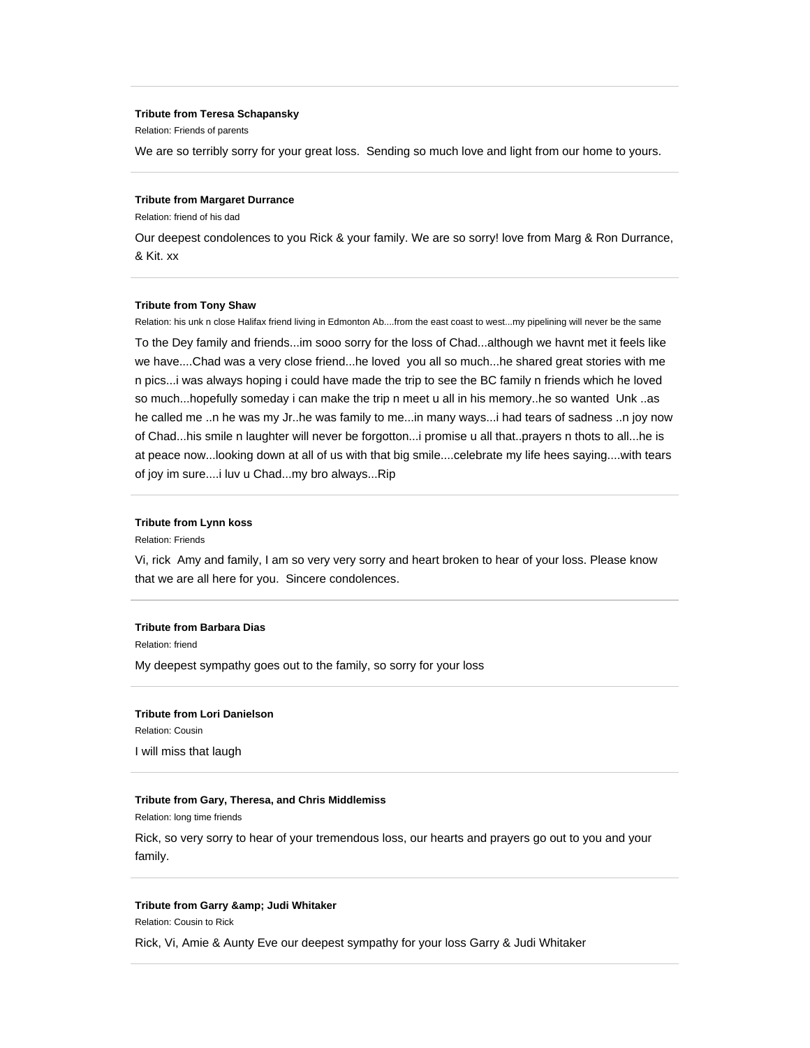---

**Tribute from Teresa Schapansky**

Relation: Friends of parents

We are so terribly sorry for your great loss.  Sending so much love and light from our home to yours.

---

**Tribute from Margaret Durrance**

Relation: friend of his dad

Our deepest condolences to you Rick & your family. We are so sorry! love from Marg & Ron Durrance, & Kit. xx

---

**Tribute from Tony Shaw**

Relation: his unk n close Halifax friend living in Edmonton Ab....from the east coast to west...my pipelining will never be the same

To the Dey family and friends...im sooo sorry for the loss of Chad...although we havnt met it feels like we have....Chad was a very close friend...he loved  you all so much...he shared great stories with me n pics...i was always hoping i could have made the trip to see the BC family n friends which he loved so much...hopefully someday i can make the trip n meet u all in his memory..he so wanted  Unk ..as he called me ..n he was my Jr..he was family to me...in many ways...i had tears of sadness ..n joy now of Chad...his smile n laughter will never be forgotton...i promise u all that..prayers n thots to all...he is at peace now...looking down at all of us with that big smile....celebrate my life hees saying....with tears of joy im sure....i luv u Chad...my bro always...Rip

---

**Tribute from Lynn koss**

Relation: Friends

Vi, rick  Amy and family, I am so very very sorry and heart broken to hear of your loss. Please know that we are all here for you.  Sincere condolences.

---

**Tribute from Barbara Dias**

Relation: friend

My deepest sympathy goes out to the family, so sorry for your loss

---

**Tribute from Lori Danielson**

Relation: Cousin

I will miss that laugh

---

**Tribute from Gary, Theresa, and Chris Middlemiss**

Relation: long time friends

Rick, so very sorry to hear of your tremendous loss, our hearts and prayers go out to you and your family.

---

**Tribute from Garry &amp; Judi Whitaker**

Relation: Cousin to Rick

Rick, Vi, Amie & Aunty Eve our deepest sympathy for your loss Garry & Judi Whitaker

---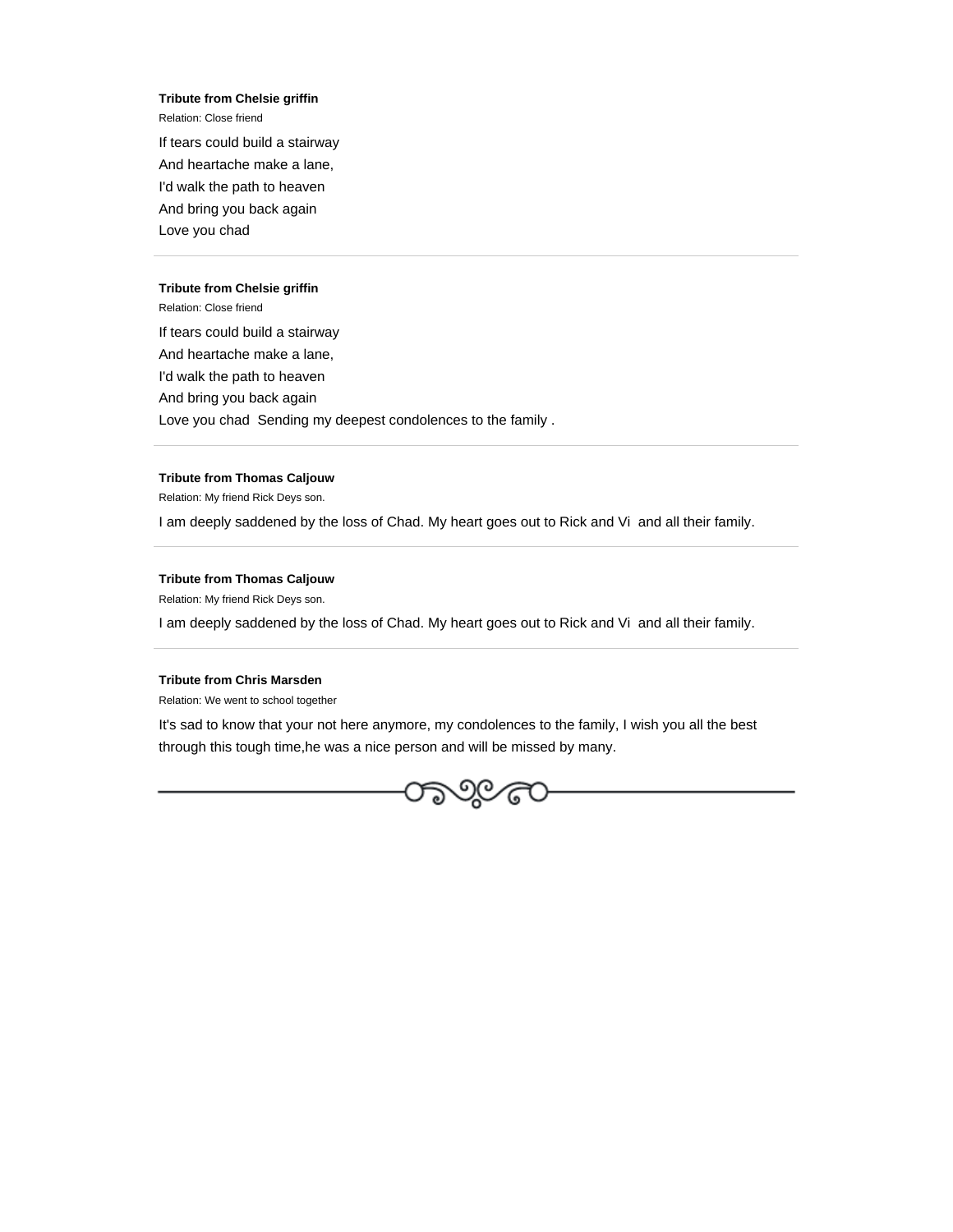**Tribute from Chelsie griffin**

Relation: Close friend

If tears could build a stairway
And heartache make a lane,
I'd walk the path to heaven
And bring you back again
Love you chad

---

**Tribute from Chelsie griffin**

Relation: Close friend

If tears could build a stairway
And heartache make a lane,
I'd walk the path to heaven
And bring you back again
Love you chad  Sending my deepest condolences to the family .

---

**Tribute from Thomas Caljouw**

Relation: My friend Rick Deys son.

I am deeply saddened by the loss of Chad. My heart goes out to Rick and Vi  and all their family.

---

**Tribute from Thomas Caljouw**

Relation: My friend Rick Deys son.

I am deeply saddened by the loss of Chad. My heart goes out to Rick and Vi  and all their family.

---

**Tribute from Chris Marsden**

Relation: We went to school together

It's sad to know that your not here anymore, my condolences to the family, I wish you all the best through this tough time,he was a nice person and will be missed by many.